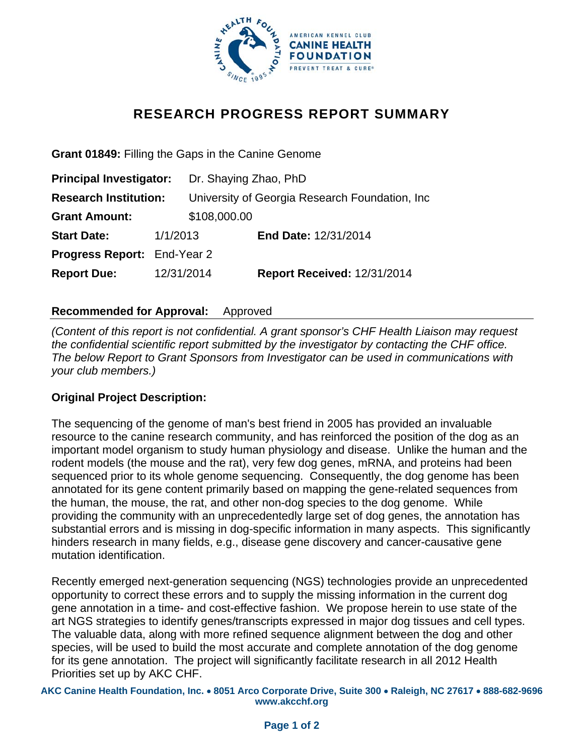AMERICAN KENNEL CLUB
**CANINE HEALTH FOUNDATION**
PREVENT TREAT & CURE®

# RESEARCH PROGRESS REPORT SUMMARY

**Grant 01849:** Filling the Gaps in the Canine Genome

**Principal Investigator:** Dr. Shaying Zhao, PhD

**Research Institution:** University of Georgia Research Foundation, Inc

**Grant Amount:** $108,000.00

**Start Date:** 1/1/2013 **End Date:** 12/31/2014

**Progress Report:** End-Year 2

**Report Due:** 12/31/2014 **Report Received:** 12/31/2014

**Recommended for Approval:** Approved

*(Content of this report is not confidential. A grant sponsor's CHF Health Liaison may request the confidential scientific report submitted by the investigator by contacting the CHF office. The below Report to Grant Sponsors from Investigator can be used in communications with your club members.)*

**Original Project Description:**

The sequencing of the genome of man's best friend in 2005 has provided an invaluable resource to the canine research community, and has reinforced the position of the dog as an important model organism to study human physiology and disease. Unlike the human and the rodent models (the mouse and the rat), very few dog genes, mRNA, and proteins had been sequenced prior to its whole genome sequencing. Consequently, the dog genome has been annotated for its gene content primarily based on mapping the gene-related sequences from the human, the mouse, the rat, and other non-dog species to the dog genome. While providing the community with an unprecedentedly large set of dog genes, the annotation has substantial errors and is missing in dog-specific information in many aspects. This significantly hinders research in many fields, e.g., disease gene discovery and cancer-causative gene mutation identification.

Recently emerged next-generation sequencing (NGS) technologies provide an unprecedented opportunity to correct these errors and to supply the missing information in the current dog gene annotation in a time- and cost-effective fashion. We propose herein to use state of the art NGS strategies to identify genes/transcripts expressed in major dog tissues and cell types. The valuable data, along with more refined sequence alignment between the dog and other species, will be used to build the most accurate and complete annotation of the dog genome for its gene annotation. The project will significantly facilitate research in all 2012 Health Priorities set up by AKC CHF.

**AKC Canine Health Foundation, Inc. • 8051 Arco Corporate Drive, Suite 300 • Raleigh, NC 27617 • 888-682-9696**
**www.akcchf.org**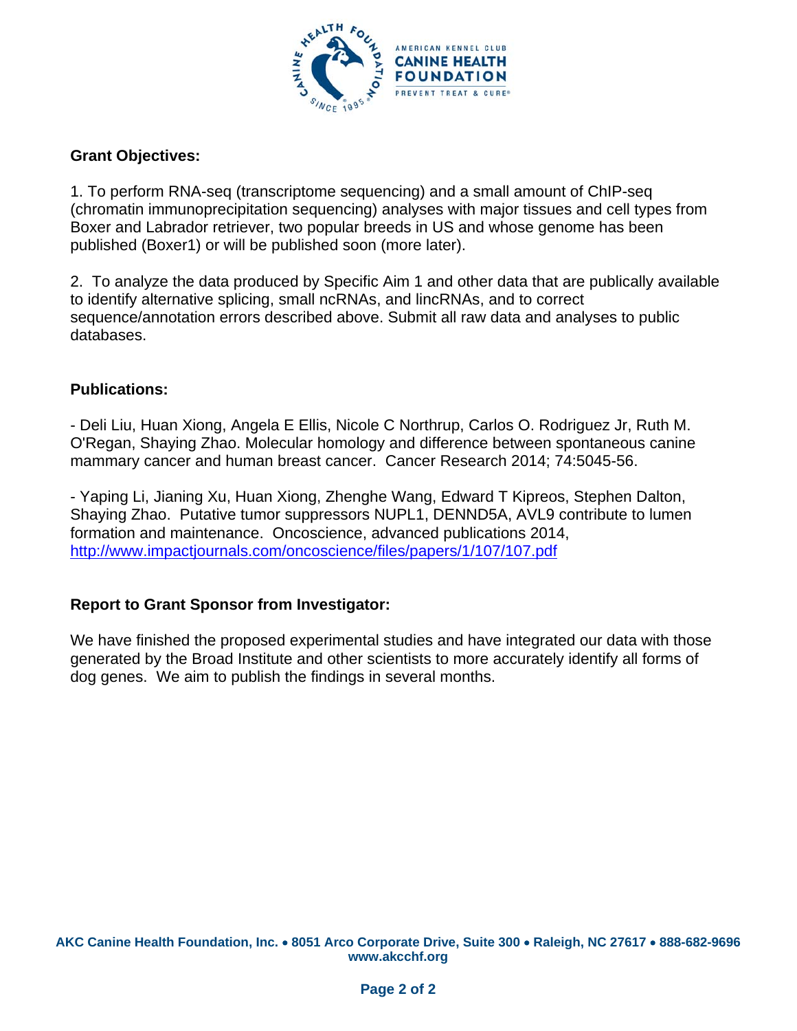**Grant Objectives:**

1. To perform RNA-seq (transcriptome sequencing) and a small amount of ChIP-seq (chromatin immunoprecipitation sequencing) analyses with major tissues and cell types from Boxer and Labrador retriever, two popular breeds in US and whose genome has been published (Boxer1) or will be published soon (more later).

2. To analyze the data produced by Specific Aim 1 and other data that are publically available to identify alternative splicing, small ncRNAs, and lincRNAs, and to correct sequence/annotation errors described above. Submit all raw data and analyses to public databases.

**Publications:**

- Deli Liu, Huan Xiong, Angela E Ellis, Nicole C Northrup, Carlos O. Rodriguez Jr, Ruth M. O'Regan, Shaying Zhao. Molecular homology and difference between spontaneous canine mammary cancer and human breast cancer. Cancer Research 2014; 74:5045-56.

- Yaping Li, Jianing Xu, Huan Xiong, Zhenghe Wang, Edward T Kipreos, Stephen Dalton, Shaying Zhao. Putative tumor suppressors NUPL1, DENND5A, AVL9 contribute to lumen formation and maintenance. Oncoscience, advanced publications 2014, http://www.impactjournals.com/oncoscience/files/papers/1/107/107.pdf

**Report to Grant Sponsor from Investigator:**

We have finished the proposed experimental studies and have integrated our data with those generated by the Broad Institute and other scientists to more accurately identify all forms of dog genes. We aim to publish the findings in several months.